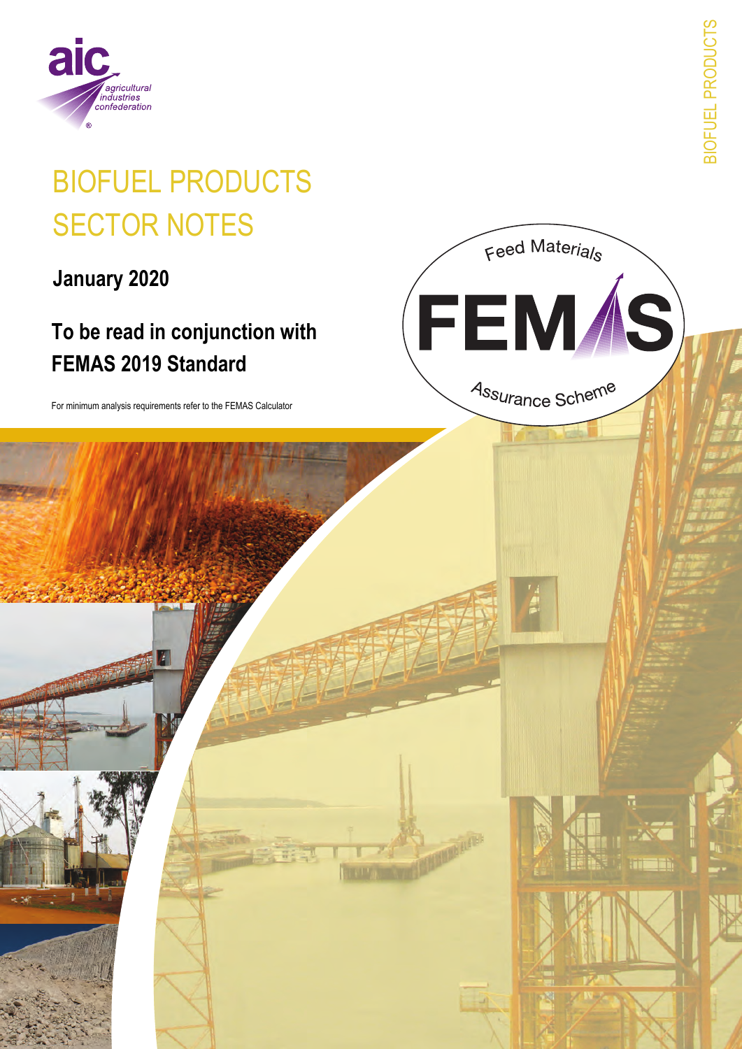aic agricultural industries confederation®

# BIOFUEL PRODUCTS SECTOR NOTES

**January 2020**

## To be read in conjunction with FEMAS 2019 Standard

For minimum analysis requirements refer to the FEMAS Calculator

Feed Materials FEMAS Assurance Scheme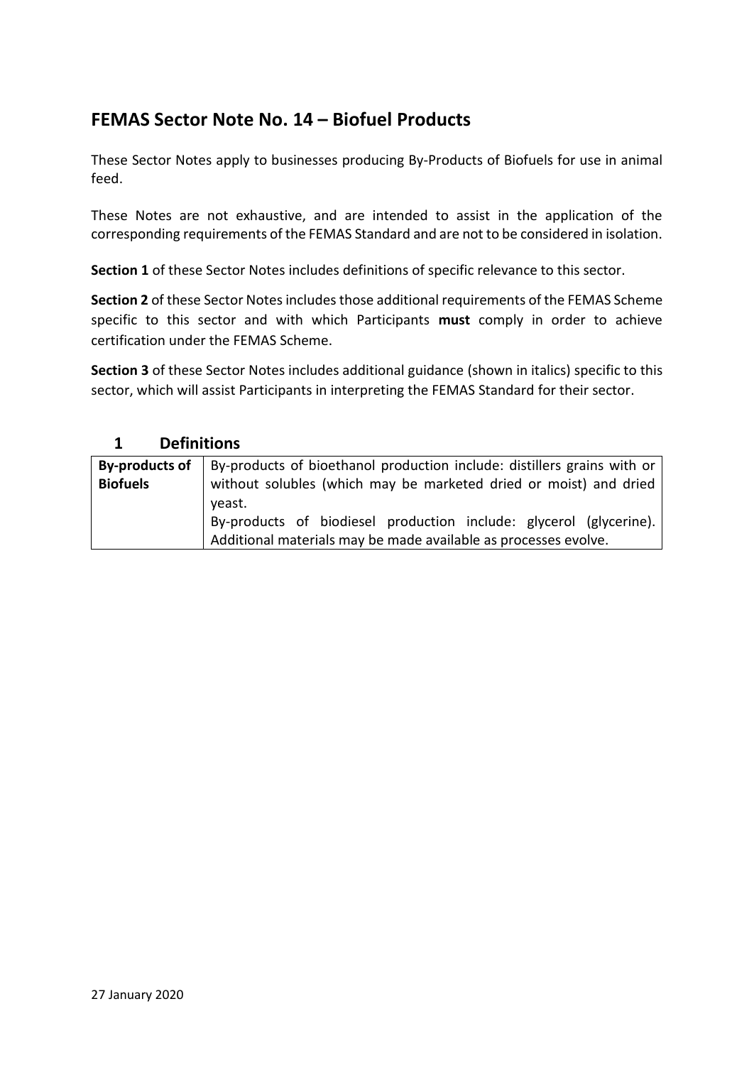## FEMAS Sector Note No. 14 – Biofuel Products

These Sector Notes apply to businesses producing By-Products of Biofuels for use in animal feed.

These Notes are not exhaustive, and are intended to assist in the application of the corresponding requirements of the FEMAS Standard and are not to be considered in isolation.

**Section 1** of these Sector Notes includes definitions of specific relevance to this sector.

**Section 2** of these Sector Notes includes those additional requirements of the FEMAS Scheme specific to this sector and with which Participants **must** comply in order to achieve certification under the FEMAS Scheme.

**Section 3** of these Sector Notes includes additional guidance (shown in italics) specific to this sector, which will assist Participants in interpreting the FEMAS Standard for their sector.

### 1 Definitions

| | |
|---|---|
| **By-products of Biofuels** | By-products of bioethanol production include: distillers grains with or without solubles (which may be marketed dried or moist) and dried yeast.<br>By-products of biodiesel production include: glycerol (glycerine). Additional materials may be made available as processes evolve. |

27 January 2020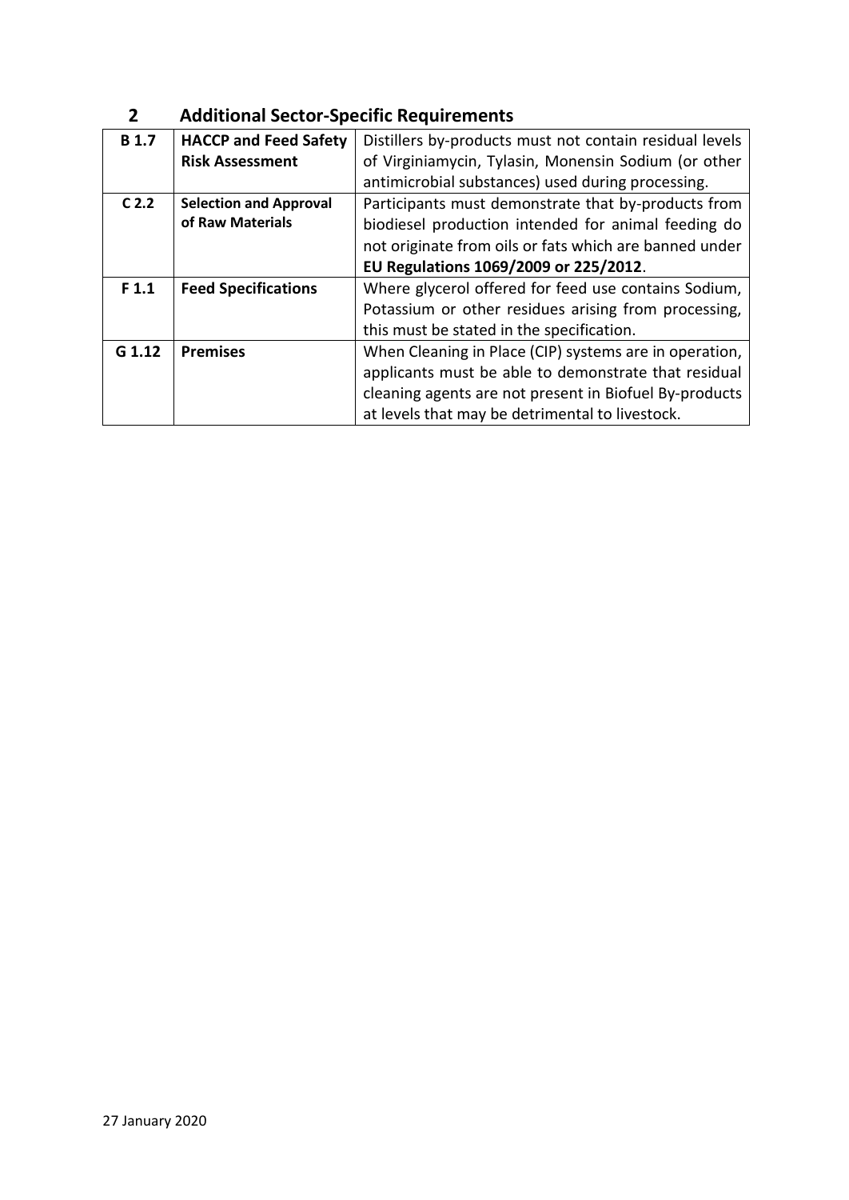## 2 Additional Sector-Specific Requirements

| | | |
|---|---|---|
| **B 1.7** | **HACCP and Feed Safety Risk Assessment** | Distillers by-products must not contain residual levels of Virginiamycin, Tylasin, Monensin Sodium (or other antimicrobial substances) used during processing. |
| **C 2.2** | **Selection and Approval of Raw Materials** | Participants must demonstrate that by-products from biodiesel production intended for animal feeding do not originate from oils or fats which are banned under **EU Regulations 1069/2009 or 225/2012**. |
| **F 1.1** | **Feed Specifications** | Where glycerol offered for feed use contains Sodium, Potassium or other residues arising from processing, this must be stated in the specification. |
| **G 1.12** | **Premises** | When Cleaning in Place (CIP) systems are in operation, applicants must be able to demonstrate that residual cleaning agents are not present in Biofuel By-products at levels that may be detrimental to livestock. |

27 January 2020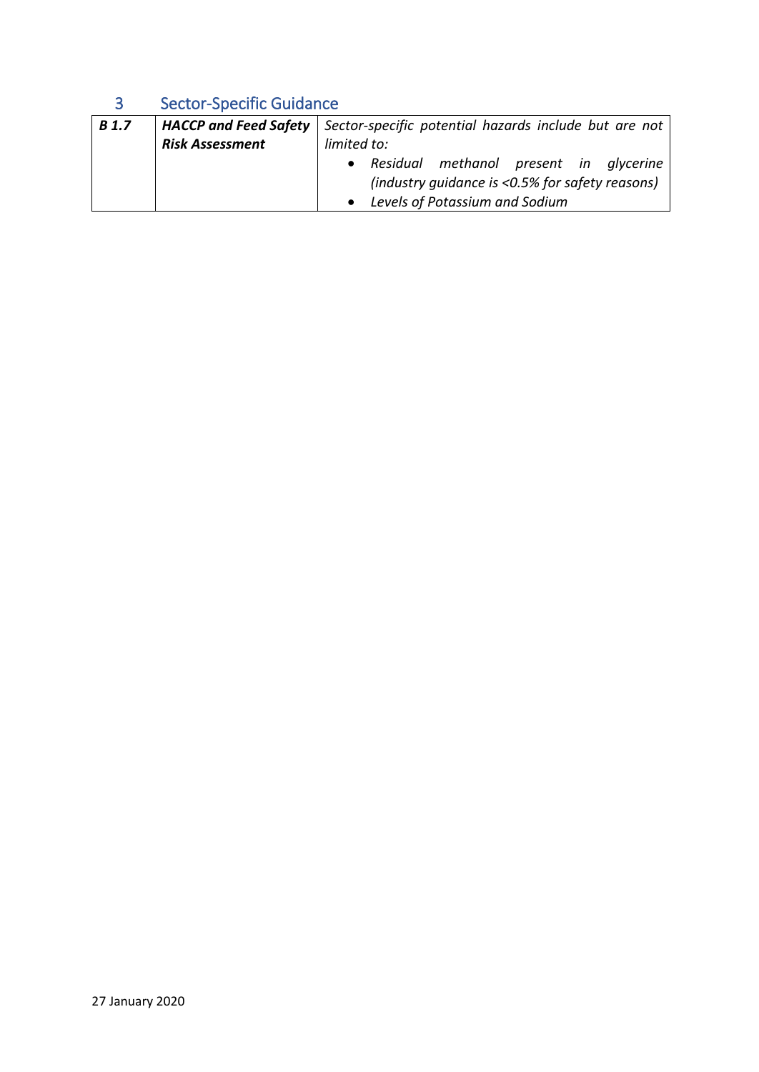## 3 Sector-Specific Guidance

| | | |
|---|---|---|
| ***B 1.7*** | ***HACCP and Feed Safety Risk Assessment*** | *Sector-specific potential hazards include but are not limited to:*<br>• *Residual methanol present in glycerine (industry guidance is <0.5% for safety reasons)*<br>• *Levels of Potassium and Sodium* |

27 January 2020